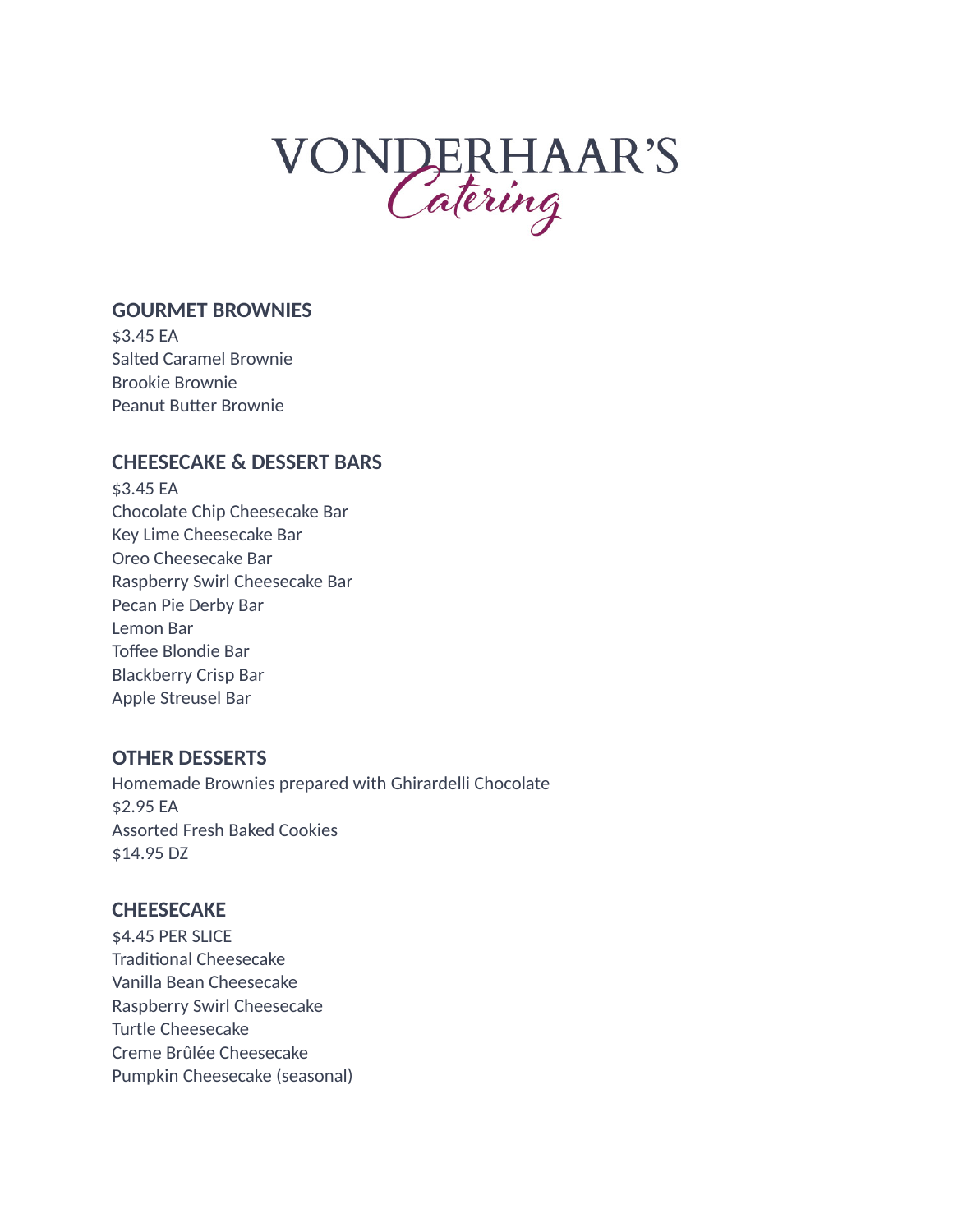# VONDERHAAR'S *Catering*

## GOURMET BROWNIES

$3.45 EA

Salted Caramel Brownie
Brookie Brownie
Peanut Butter Brownie

## CHEESECAKE & DESSERT BARS

$3.45 EA

Chocolate Chip Cheesecake Bar
Key Lime Cheesecake Bar
Oreo Cheesecake Bar
Raspberry Swirl Cheesecake Bar
Pecan Pie Derby Bar
Lemon Bar
Toffee Blondie Bar
Blackberry Crisp Bar
Apple Streusel Bar

## OTHER DESSERTS

Homemade Brownies prepared with Ghirardelli Chocolate
$2.95 EA
Assorted Fresh Baked Cookies
$14.95 DZ

## CHEESECAKE

$4.45 PER SLICE

Traditional Cheesecake
Vanilla Bean Cheesecake
Raspberry Swirl Cheesecake
Turtle Cheesecake
Creme Brûlée Cheesecake
Pumpkin Cheesecake (seasonal)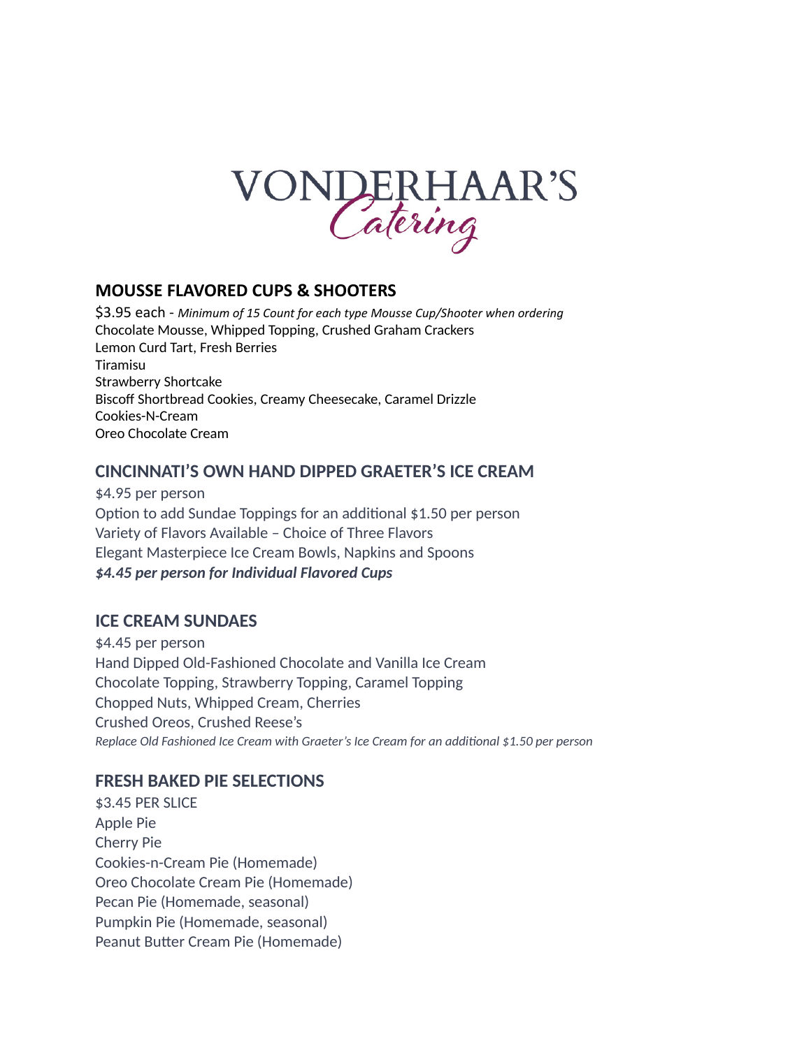# VONDERHAAR'S *Catering*

## MOUSSE FLAVORED CUPS & SHOOTERS

$3.95 each - *Minimum of 15 Count for each type Mousse Cup/Shooter when ordering*
Chocolate Mousse, Whipped Topping, Crushed Graham Crackers
Lemon Curd Tart, Fresh Berries
Tiramisu
Strawberry Shortcake
Biscoff Shortbread Cookies, Creamy Cheesecake, Caramel Drizzle
Cookies-N-Cream
Oreo Chocolate Cream

## CINCINNATI'S OWN HAND DIPPED GRAETER'S ICE CREAM

$4.95 per person
Option to add Sundae Toppings for an additional $1.50 per person
Variety of Flavors Available – Choice of Three Flavors
Elegant Masterpiece Ice Cream Bowls, Napkins and Spoons
***$4.45 per person for Individual Flavored Cups***

## ICE CREAM SUNDAES

$4.45 per person
Hand Dipped Old-Fashioned Chocolate and Vanilla Ice Cream
Chocolate Topping, Strawberry Topping, Caramel Topping
Chopped Nuts, Whipped Cream, Cherries
Crushed Oreos, Crushed Reese's
*Replace Old Fashioned Ice Cream with Graeter's Ice Cream for an additional $1.50 per person*

## FRESH BAKED PIE SELECTIONS

$3.45 PER SLICE
Apple Pie
Cherry Pie
Cookies-n-Cream Pie (Homemade)
Oreo Chocolate Cream Pie (Homemade)
Pecan Pie (Homemade, seasonal)
Pumpkin Pie (Homemade, seasonal)
Peanut Butter Cream Pie (Homemade)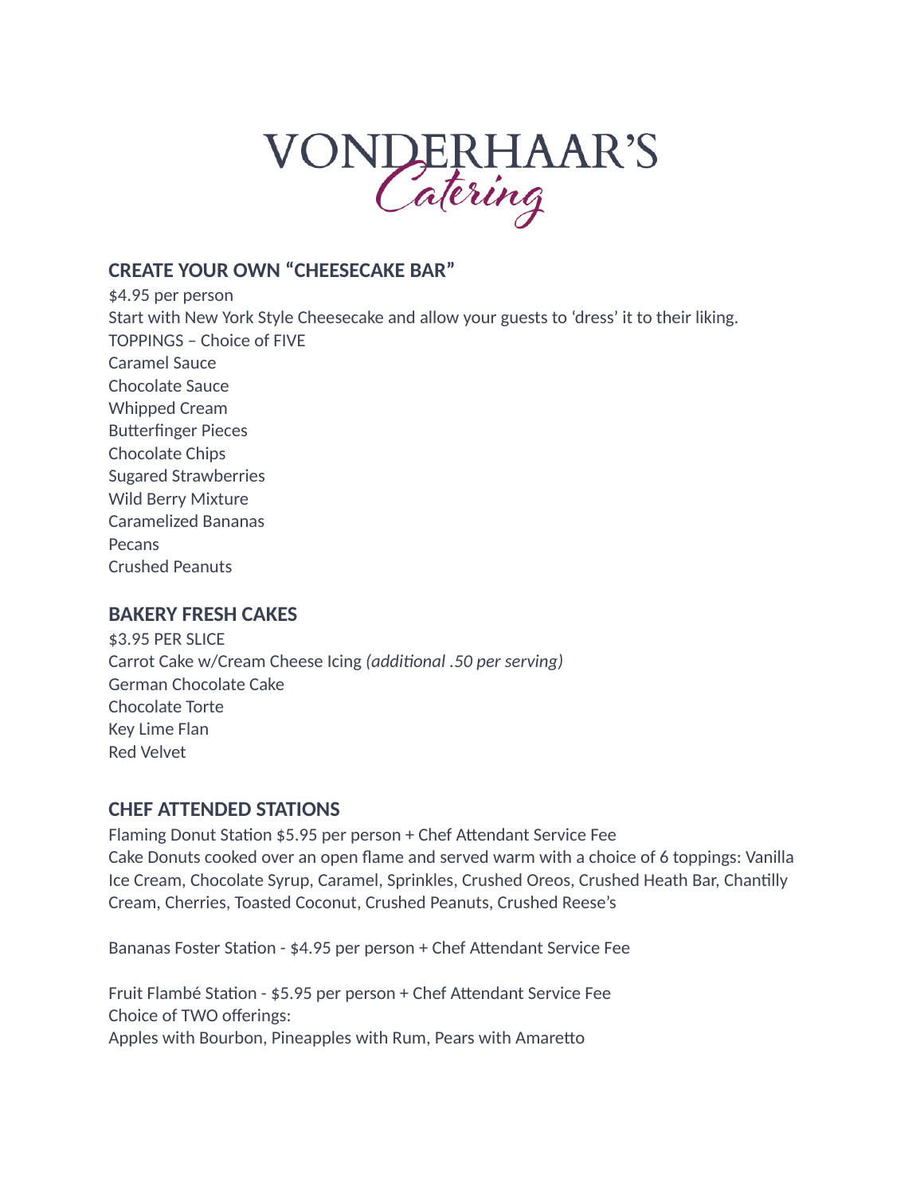VONDERHAAR'S *Catering*

## CREATE YOUR OWN "CHEESECAKE BAR"

$4.95 per person
Start with New York Style Cheesecake and allow your guests to 'dress' it to their liking.
TOPPINGS – Choice of FIVE
Caramel Sauce
Chocolate Sauce
Whipped Cream
Butterfinger Pieces
Chocolate Chips
Sugared Strawberries
Wild Berry Mixture
Caramelized Bananas
Pecans
Crushed Peanuts

## BAKERY FRESH CAKES

$3.95 PER SLICE
Carrot Cake w/Cream Cheese Icing *(additional .50 per serving)*
German Chocolate Cake
Chocolate Torte
Key Lime Flan
Red Velvet

## CHEF ATTENDED STATIONS

Flaming Donut Station $5.95 per person + Chef Attendant Service Fee
Cake Donuts cooked over an open flame and served warm with a choice of 6 toppings: Vanilla Ice Cream, Chocolate Syrup, Caramel, Sprinkles, Crushed Oreos, Crushed Heath Bar, Chantilly Cream, Cherries, Toasted Coconut, Crushed Peanuts, Crushed Reese's

Bananas Foster Station - $4.95 per person + Chef Attendant Service Fee

Fruit Flambé Station - $5.95 per person + Chef Attendant Service Fee
Choice of TWO offerings:
Apples with Bourbon, Pineapples with Rum, Pears with Amaretto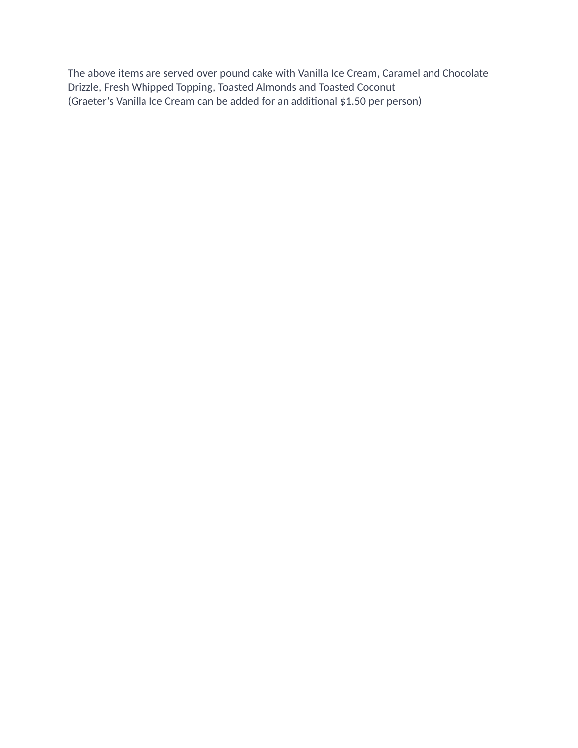The above items are served over pound cake with Vanilla Ice Cream, Caramel and Chocolate Drizzle, Fresh Whipped Topping, Toasted Almonds and Toasted Coconut
(Graeter's Vanilla Ice Cream can be added for an additional $1.50 per person)